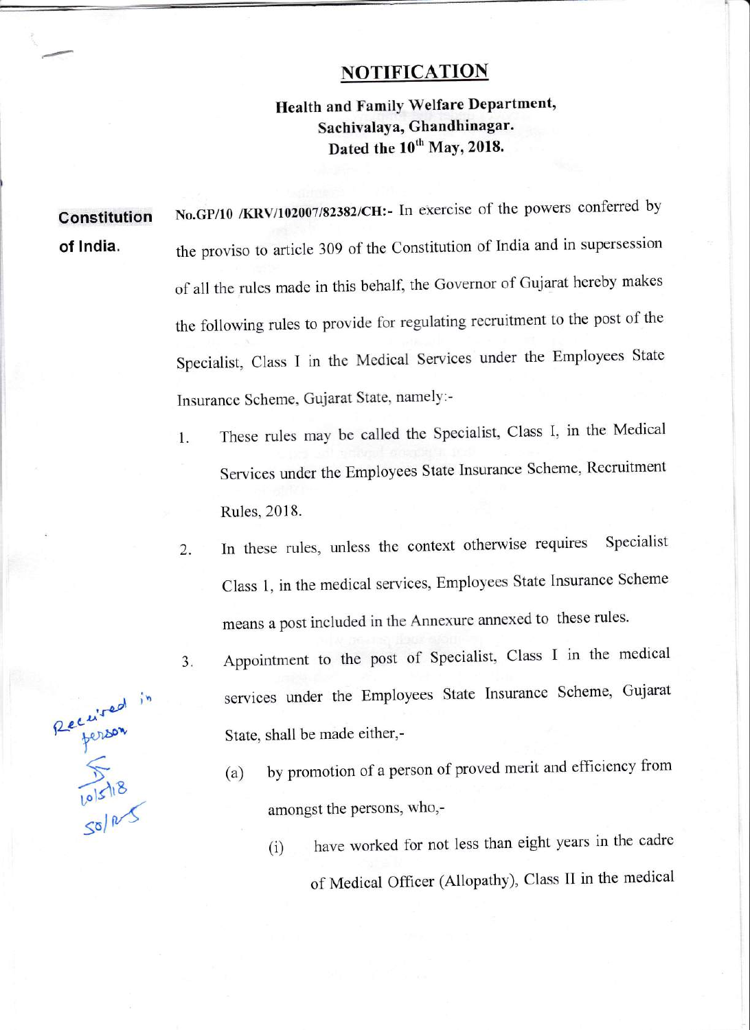## NOTIFICATION

**Health and Family Welfare Department,**
**Sachivalaya, Ghandhinagar.**
**Dated the 10th May, 2018.**

**Constitution of India.**

**No.GP/10 /KRV/102007/82382/CH:-** In exercise of the powers conferred by the proviso to article 309 of the Constitution of India and in supersession of all the rules made in this behalf, the Governor of Gujarat hereby makes the following rules to provide for regulating recruitment to the post of the Specialist, Class I in the Medical Services under the Employees State Insurance Scheme, Gujarat State, namely:-

1. These rules may be called the Specialist, Class I, in the Medical Services under the Employees State Insurance Scheme, Recruitment Rules, 2018.

2. In these rules, unless the context otherwise requires Specialist Class 1, in the medical services, Employees State Insurance Scheme means a post included in the Annexure annexed to these rules.

3. Appointment to the post of Specialist, Class I in the medical services under the Employees State Insurance Scheme, Gujarat State, shall be made either,-

   (a) by promotion of a person of proved merit and efficiency from amongst the persons, who,-

      (i) have worked for not less than eight years in the cadre of Medical Officer (Allopathy), Class II in the medical

Received in person
10/5/18
SO/R-5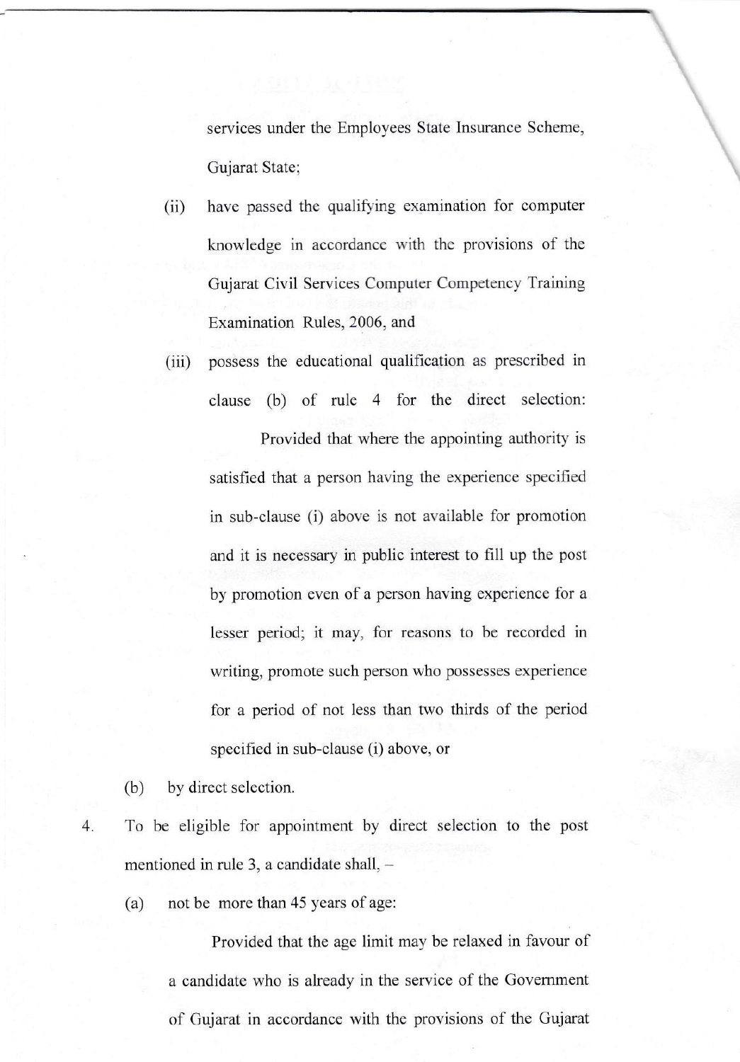services under the Employees State Insurance Scheme, Gujarat State;

(ii) have passed the qualifying examination for computer knowledge in accordance with the provisions of the Gujarat Civil Services Computer Competency Training Examination Rules, 2006, and

(iii) possess the educational qualification as prescribed in clause (b) of rule 4 for the direct selection:

Provided that where the appointing authority is satisfied that a person having the experience specified in sub-clause (i) above is not available for promotion and it is necessary in public interest to fill up the post by promotion even of a person having experience for a lesser period; it may, for reasons to be recorded in writing, promote such person who possesses experience for a period of not less than two thirds of the period specified in sub-clause (i) above, or

(b) by direct selection.

4. To be eligible for appointment by direct selection to the post mentioned in rule 3, a candidate shall, –

(a) not be more than 45 years of age:

Provided that the age limit may be relaxed in favour of a candidate who is already in the service of the Government of Gujarat in accordance with the provisions of the Gujarat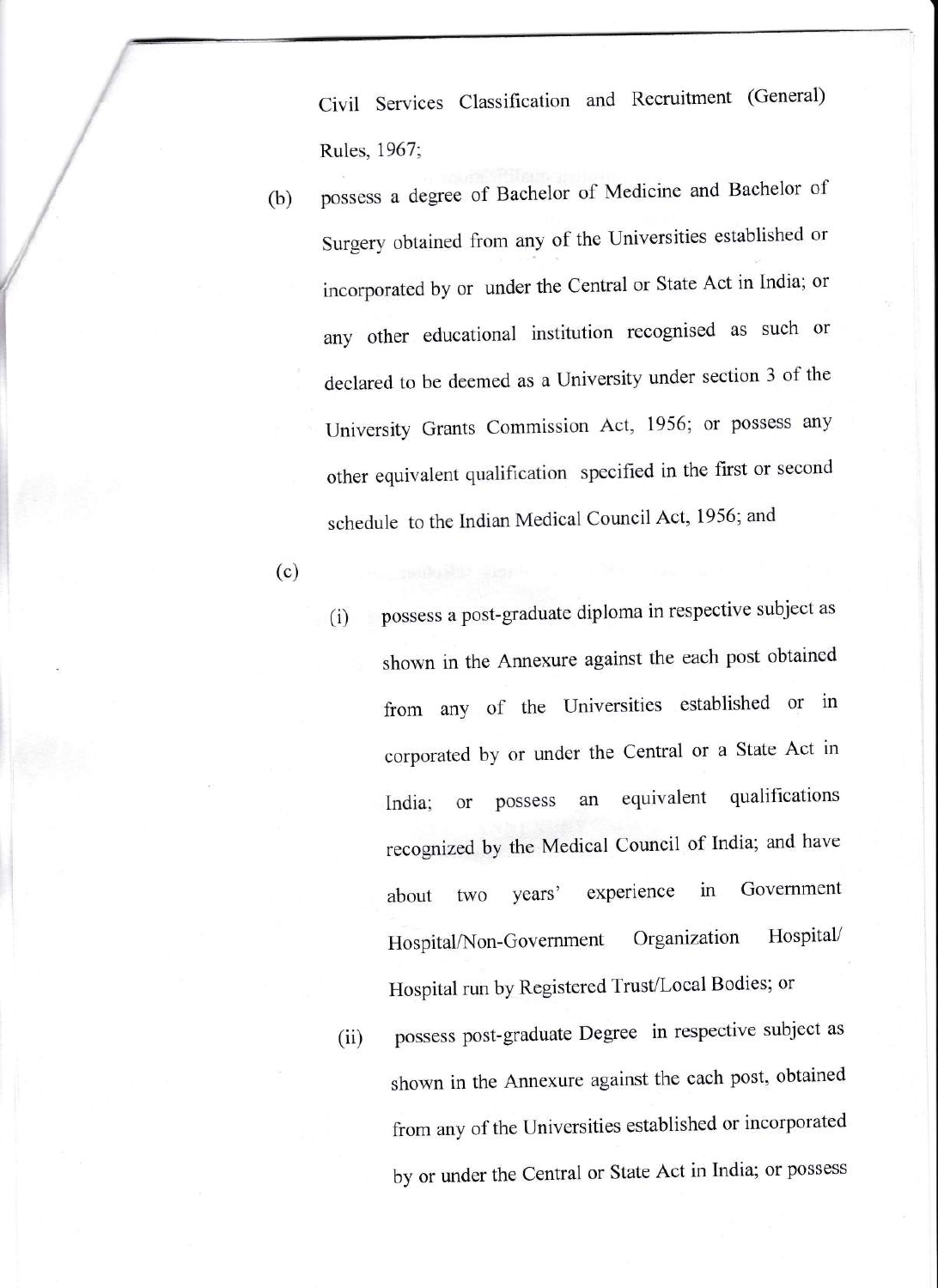Civil Services Classification and Recruitment (General) Rules, 1967;

(b) possess a degree of Bachelor of Medicine and Bachelor of Surgery obtained from any of the Universities established or incorporated by or under the Central or State Act in India; or any other educational institution recognised as such or declared to be deemed as a University under section 3 of the University Grants Commission Act, 1956; or possess any other equivalent qualification specified in the first or second schedule to the Indian Medical Council Act, 1956; and

(c)

(i) possess a post-graduate diploma in respective subject as shown in the Annexure against the each post obtained from any of the Universities established or in corporated by or under the Central or a State Act in India; or possess an equivalent qualifications recognized by the Medical Council of India; and have about two years' experience in Government Hospital/Non-Government Organization Hospital/ Hospital run by Registered Trust/Local Bodies; or

(ii) possess post-graduate Degree in respective subject as shown in the Annexure against the each post, obtained from any of the Universities established or incorporated by or under the Central or State Act in India; or possess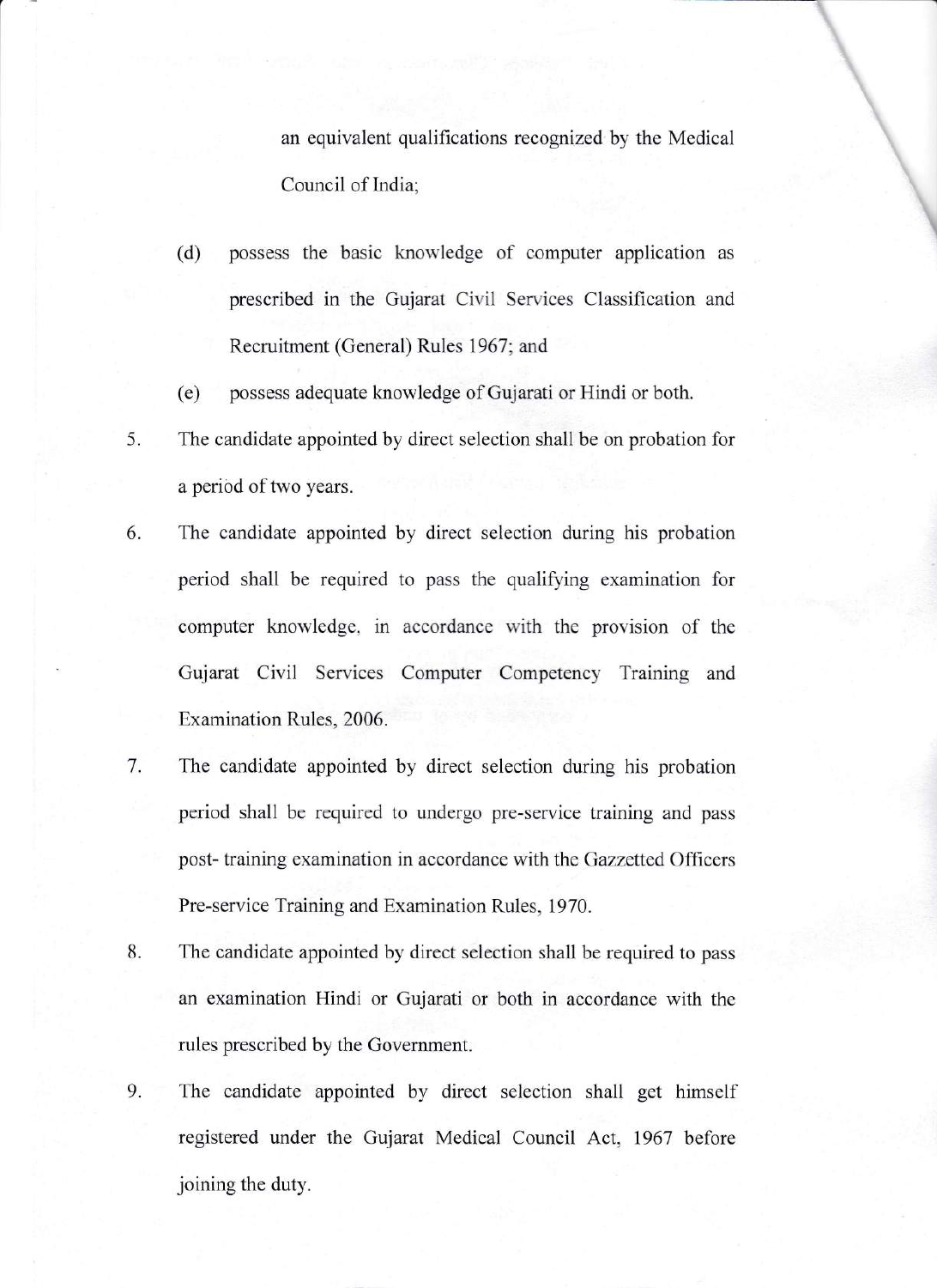an equivalent qualifications recognized by the Medical Council of India;

(d) possess the basic knowledge of computer application as prescribed in the Gujarat Civil Services Classification and Recruitment (General) Rules 1967; and

(e) possess adequate knowledge of Gujarati or Hindi or both.

5. The candidate appointed by direct selection shall be on probation for a period of two years.

6. The candidate appointed by direct selection during his probation period shall be required to pass the qualifying examination for computer knowledge, in accordance with the provision of the Gujarat Civil Services Computer Competency Training and Examination Rules, 2006.

7. The candidate appointed by direct selection during his probation period shall be required to undergo pre-service training and pass post- training examination in accordance with the Gazetted Officers Pre-service Training and Examination Rules, 1970.

8. The candidate appointed by direct selection shall be required to pass an examination Hindi or Gujarati or both in accordance with the rules prescribed by the Government.

9. The candidate appointed by direct selection shall get himself registered under the Gujarat Medical Council Act, 1967 before joining the duty.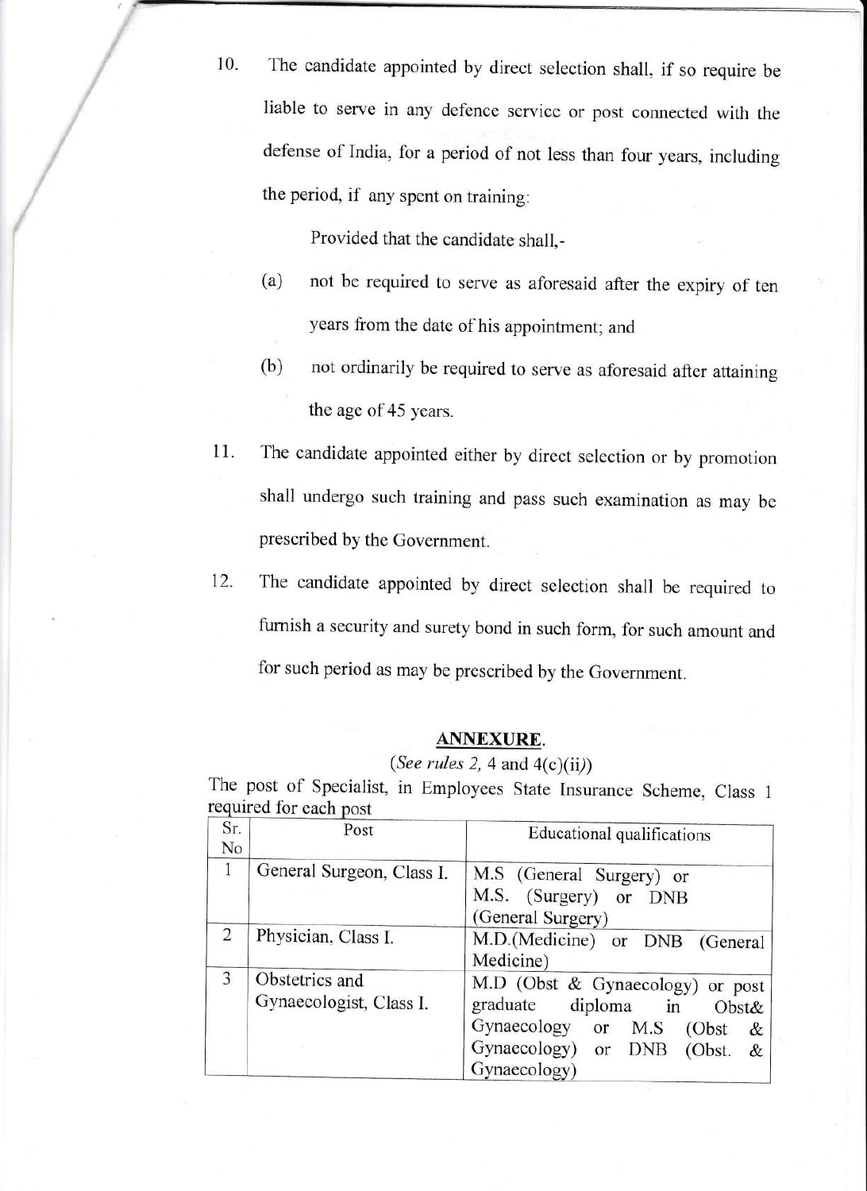10. The candidate appointed by direct selection shall, if so require be liable to serve in any defence service or post connected with the defense of India, for a period of not less than four years, including the period, if any spent on training:

    Provided that the candidate shall,-

    (a) not be required to serve as aforesaid after the expiry of ten years from the date of his appointment; and

    (b) not ordinarily be required to serve as aforesaid after attaining the age of 45 years.

11. The candidate appointed either by direct selection or by promotion shall undergo such training and pass such examination as may be prescribed by the Government.

12. The candidate appointed by direct selection shall be required to furnish a security and surety bond in such form, for such amount and for such period as may be prescribed by the Government.

## **ANNEXURE.**

(*See rules 2,* 4 and 4(c)(ii))

The post of Specialist, in Employees State Insurance Scheme, Class 1 required for each post

| Sr. No | Post | Educational qualifications |
|---|---|---|
| 1 | General Surgeon, Class I. | M.S (General Surgery) or M.S. (Surgery) or DNB (General Surgery) |
| 2 | Physician, Class I. | M.D.(Medicine) or DNB (General Medicine) |
| 3 | Obstetrics and Gynaecologist, Class I. | M.D (Obst & Gynaecology) or post graduate diploma in Obst& Gynaecology or M.S (Obst & Gynaecology) or DNB (Obst. & Gynaecology) |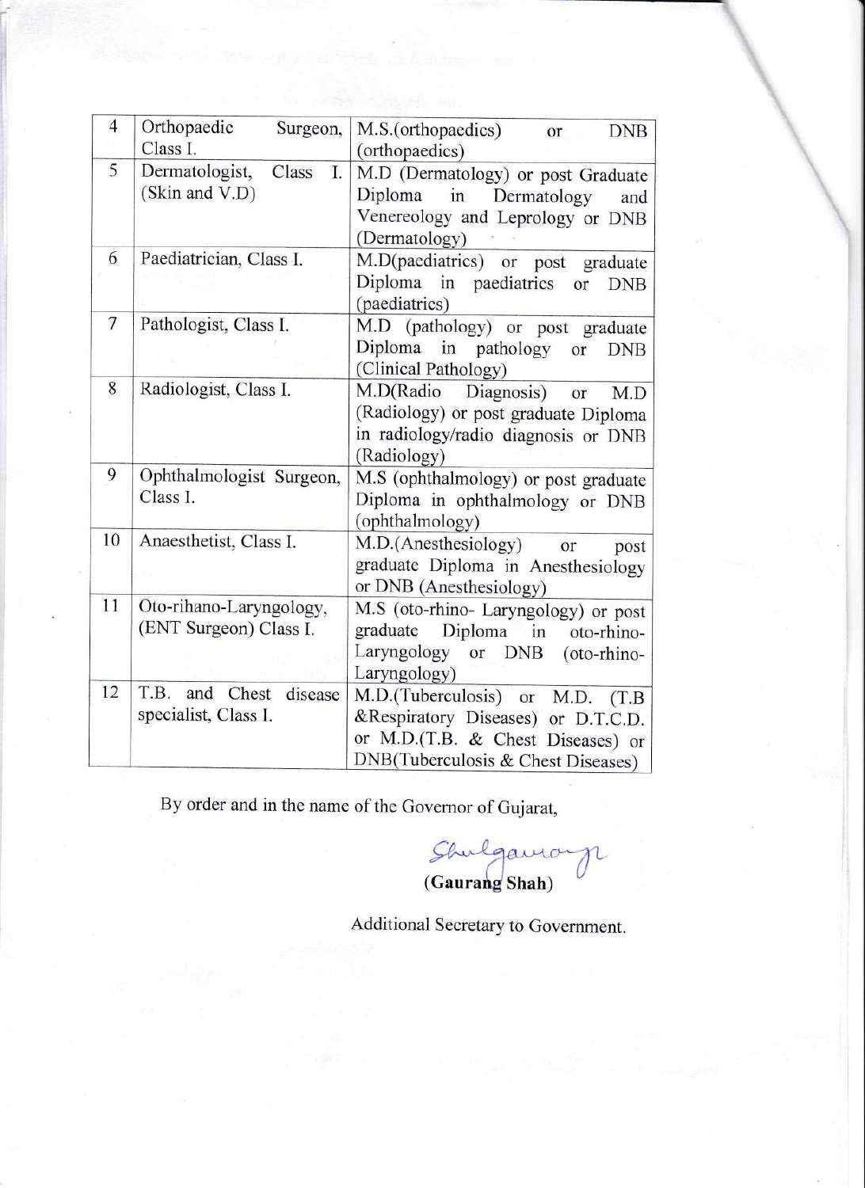| | | |
|---|---|---|
| 4 | Orthopaedic Surgeon, Class I. | M.S.(orthopaedics) or DNB (orthopaedics) |
| 5 | Dermatologist, Class I. (Skin and V.D) | M.D (Dermatology) or post Graduate Diploma in Dermatology and Venereology and Leprology or DNB (Dermatology) |
| 6 | Paediatrician, Class I. | M.D(paediatrics) or post graduate Diploma in paediatrics or DNB (paediatrics) |
| 7 | Pathologist, Class I. | M.D (pathology) or post graduate Diploma in pathology or DNB (Clinical Pathology) |
| 8 | Radiologist, Class I. | M.D(Radio Diagnosis) or M.D (Radiology) or post graduate Diploma in radiology/radio diagnosis or DNB (Radiology) |
| 9 | Ophthalmologist Surgeon, Class I. | M.S (ophthalmology) or post graduate Diploma in ophthalmology or DNB (ophthalmology) |
| 10 | Anaesthetist, Class I. | M.D.(Anesthesiology) or post graduate Diploma in Anesthesiology or DNB (Anesthesiology) |
| 11 | Oto-rihano-Laryngology, (ENT Surgeon) Class I. | M.S (oto-rhino- Laryngology) or post graduate Diploma in oto-rhino-Laryngology or DNB (oto-rhino-Laryngology) |
| 12 | T.B. and Chest disease specialist, Class I. | M.D.(Tuberculosis) or M.D. (T.B &Respiratory Diseases) or D.T.C.D. or M.D.(T.B. & Chest Diseases) or DNB(Tuberculosis & Chest Diseases) |

By order and in the name of the Governor of Gujarat,

(Gaurang Shah)

Additional Secretary to Government.